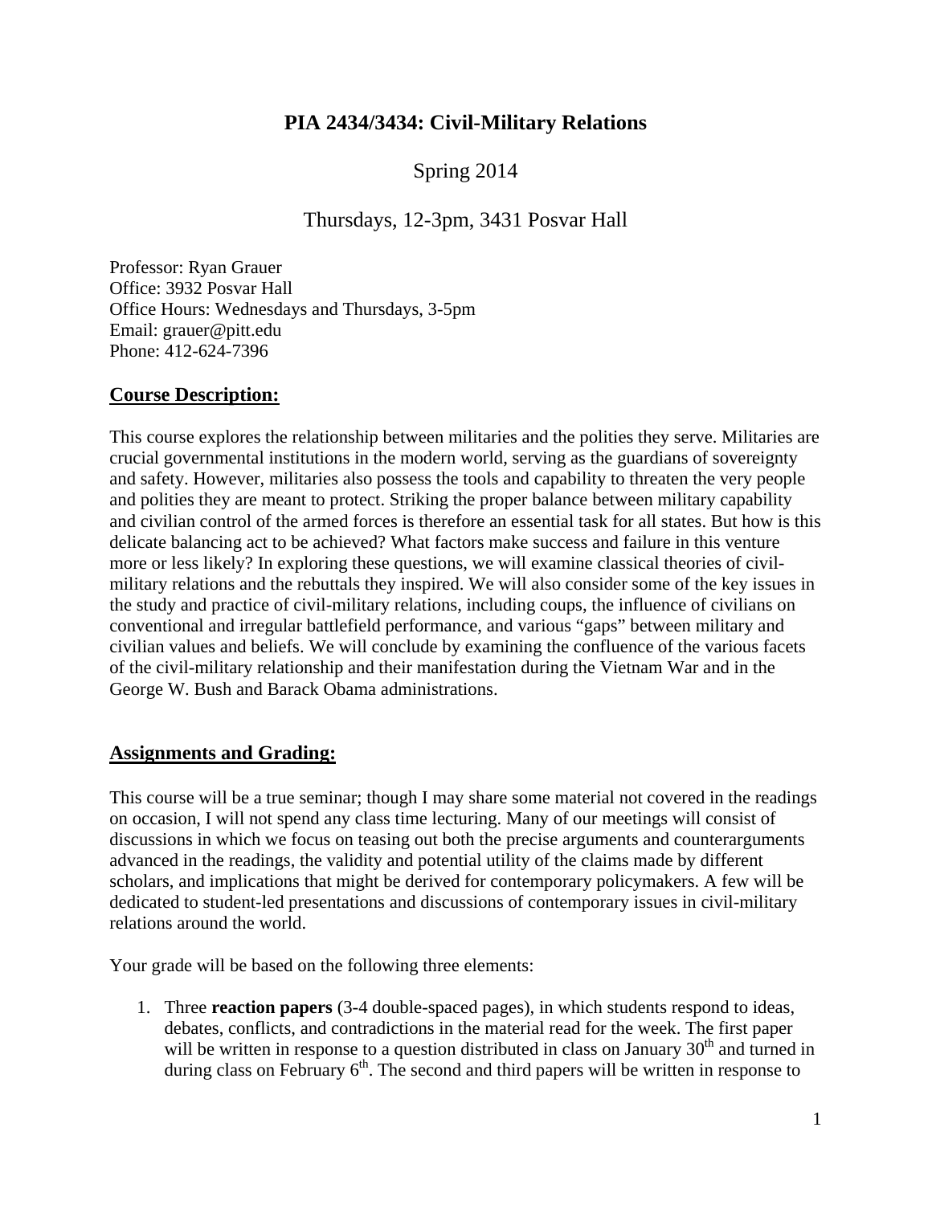# PIA 2434/3434: Civil-Military Relations

Spring 2014

Thursdays, 12-3pm, 3431 Posvar Hall

Professor: Ryan Grauer
Office: 3932 Posvar Hall
Office Hours: Wednesdays and Thursdays, 3-5pm
Email: grauer@pitt.edu
Phone: 412-624-7396

## Course Description:

This course explores the relationship between militaries and the polities they serve. Militaries are crucial governmental institutions in the modern world, serving as the guardians of sovereignty and safety. However, militaries also possess the tools and capability to threaten the very people and polities they are meant to protect. Striking the proper balance between military capability and civilian control of the armed forces is therefore an essential task for all states. But how is this delicate balancing act to be achieved? What factors make success and failure in this venture more or less likely? In exploring these questions, we will examine classical theories of civil-military relations and the rebuttals they inspired. We will also consider some of the key issues in the study and practice of civil-military relations, including coups, the influence of civilians on conventional and irregular battlefield performance, and various "gaps" between military and civilian values and beliefs. We will conclude by examining the confluence of the various facets of the civil-military relationship and their manifestation during the Vietnam War and in the George W. Bush and Barack Obama administrations.

## Assignments and Grading:

This course will be a true seminar; though I may share some material not covered in the readings on occasion, I will not spend any class time lecturing. Many of our meetings will consist of discussions in which we focus on teasing out both the precise arguments and counterarguments advanced in the readings, the validity and potential utility of the claims made by different scholars, and implications that might be derived for contemporary policymakers. A few will be dedicated to student-led presentations and discussions of contemporary issues in civil-military relations around the world.

Your grade will be based on the following three elements:

1. Three **reaction papers** (3-4 double-spaced pages), in which students respond to ideas, debates, conflicts, and contradictions in the material read for the week. The first paper will be written in response to a question distributed in class on January 30th and turned in during class on February 6th. The second and third papers will be written in response to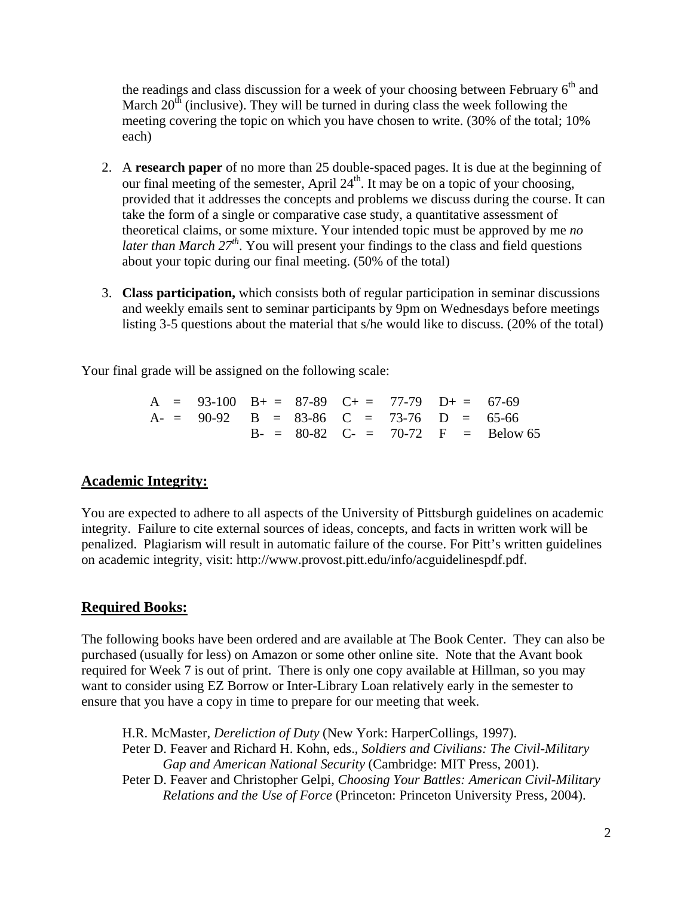the readings and class discussion for a week of your choosing between February 6th and March 20th (inclusive). They will be turned in during class the week following the meeting covering the topic on which you have chosen to write. (30% of the total; 10% each)

2. A **research paper** of no more than 25 double-spaced pages. It is due at the beginning of our final meeting of the semester, April 24th. It may be on a topic of your choosing, provided that it addresses the concepts and problems we discuss during the course. It can take the form of a single or comparative case study, a quantitative assessment of theoretical claims, or some mixture. Your intended topic must be approved by me *no later than March 27th*. You will present your findings to the class and field questions about your topic during our final meeting. (50% of the total)

3. **Class participation,** which consists both of regular participation in seminar discussions and weekly emails sent to seminar participants by 9pm on Wednesdays before meetings listing 3-5 questions about the material that s/he would like to discuss. (20% of the total)

Your final grade will be assigned on the following scale:

| | | | |
|---|---|---|---|
| A = 93-100 | B+ = 87-89 | C+ = 77-79 | D+ = 67-69 |
| A- = 90-92 | B = 83-86 | C = 73-76 | D = 65-66 |
| | B- = 80-82 | C- = 70-72 | F = Below 65 |

## Academic Integrity:

You are expected to adhere to all aspects of the University of Pittsburgh guidelines on academic integrity. Failure to cite external sources of ideas, concepts, and facts in written work will be penalized. Plagiarism will result in automatic failure of the course. For Pitt's written guidelines on academic integrity, visit: http://www.provost.pitt.edu/info/acguidelinespdf.pdf.

## Required Books:

The following books have been ordered and are available at The Book Center. They can also be purchased (usually for less) on Amazon or some other online site. Note that the Avant book required for Week 7 is out of print. There is only one copy available at Hillman, so you may want to consider using EZ Borrow or Inter-Library Loan relatively early in the semester to ensure that you have a copy in time to prepare for our meeting that week.

H.R. McMaster, *Dereliction of Duty* (New York: HarperCollings, 1997).
Peter D. Feaver and Richard H. Kohn, eds., *Soldiers and Civilians: The Civil-Military Gap and American National Security* (Cambridge: MIT Press, 2001).
Peter D. Feaver and Christopher Gelpi, *Choosing Your Battles: American Civil-Military Relations and the Use of Force* (Princeton: Princeton University Press, 2004).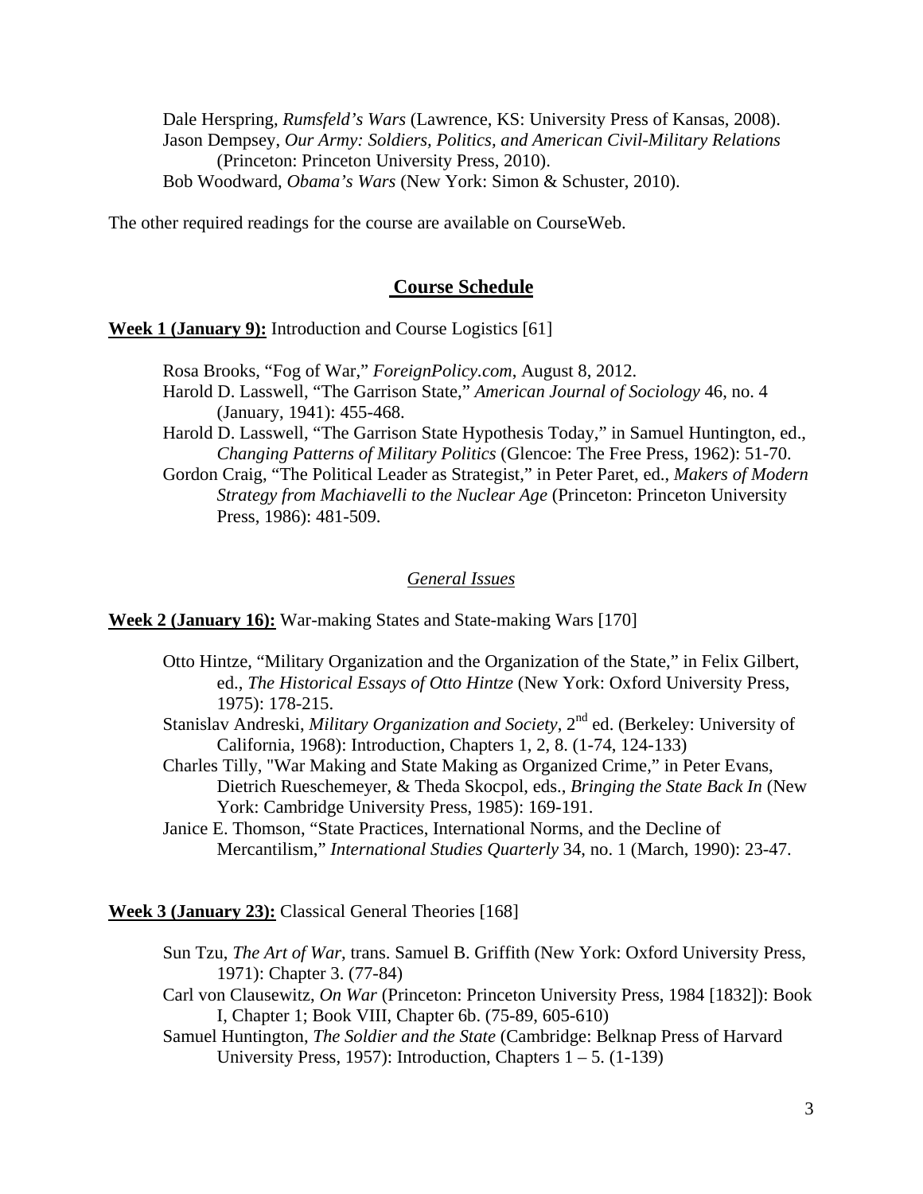Dale Herspring, *Rumsfeld's Wars* (Lawrence, KS: University Press of Kansas, 2008).
Jason Dempsey, *Our Army: Soldiers, Politics, and American Civil-Military Relations* (Princeton: Princeton University Press, 2010).
Bob Woodward, *Obama's Wars* (New York: Simon & Schuster, 2010).

The other required readings for the course are available on CourseWeb.

## Course Schedule

**Week 1 (January 9):** Introduction and Course Logistics [61]

Rosa Brooks, "Fog of War," *ForeignPolicy.com*, August 8, 2012.
Harold D. Lasswell, "The Garrison State," *American Journal of Sociology* 46, no. 4 (January, 1941): 455-468.
Harold D. Lasswell, "The Garrison State Hypothesis Today," in Samuel Huntington, ed., *Changing Patterns of Military Politics* (Glencoe: The Free Press, 1962): 51-70.
Gordon Craig, "The Political Leader as Strategist," in Peter Paret, ed., *Makers of Modern Strategy from Machiavelli to the Nuclear Age* (Princeton: Princeton University Press, 1986): 481-509.

### *General Issues*

**Week 2 (January 16):** War-making States and State-making Wars [170]

Otto Hintze, "Military Organization and the Organization of the State," in Felix Gilbert, ed., *The Historical Essays of Otto Hintze* (New York: Oxford University Press, 1975): 178-215.
Stanislav Andreski, *Military Organization and Society*, 2nd ed. (Berkeley: University of California, 1968): Introduction, Chapters 1, 2, 8. (1-74, 124-133)
Charles Tilly, "War Making and State Making as Organized Crime," in Peter Evans, Dietrich Rueschemeyer, & Theda Skocpol, eds., *Bringing the State Back In* (New York: Cambridge University Press, 1985): 169-191.
Janice E. Thomson, "State Practices, International Norms, and the Decline of Mercantilism," *International Studies Quarterly* 34, no. 1 (March, 1990): 23-47.

**Week 3 (January 23):** Classical General Theories [168]

Sun Tzu, *The Art of War*, trans. Samuel B. Griffith (New York: Oxford University Press, 1971): Chapter 3. (77-84)
Carl von Clausewitz, *On War* (Princeton: Princeton University Press, 1984 [1832]): Book I, Chapter 1; Book VIII, Chapter 6b. (75-89, 605-610)
Samuel Huntington, *The Soldier and the State* (Cambridge: Belknap Press of Harvard University Press, 1957): Introduction, Chapters 1 – 5. (1-139)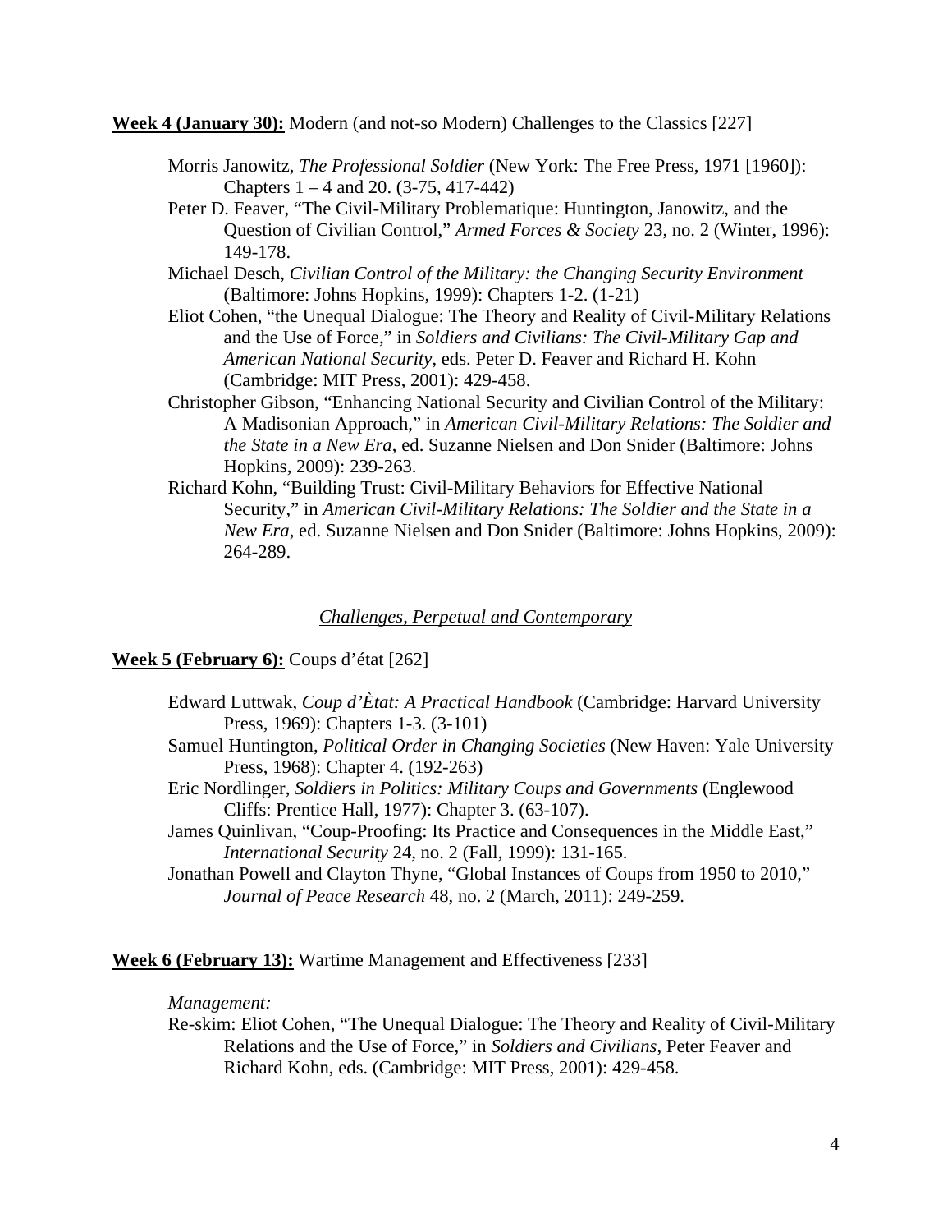**Week 4 (January 30):** Modern (and not-so Modern) Challenges to the Classics [227]

- Morris Janowitz, *The Professional Soldier* (New York: The Free Press, 1971 [1960]): Chapters 1 – 4 and 20. (3-75, 417-442)
- Peter D. Feaver, "The Civil-Military Problematique: Huntington, Janowitz, and the Question of Civilian Control," *Armed Forces & Society* 23, no. 2 (Winter, 1996): 149-178.
- Michael Desch, *Civilian Control of the Military: the Changing Security Environment* (Baltimore: Johns Hopkins, 1999): Chapters 1-2. (1-21)
- Eliot Cohen, "the Unequal Dialogue: The Theory and Reality of Civil-Military Relations and the Use of Force," in *Soldiers and Civilians: The Civil-Military Gap and American National Security*, eds. Peter D. Feaver and Richard H. Kohn (Cambridge: MIT Press, 2001): 429-458.
- Christopher Gibson, "Enhancing National Security and Civilian Control of the Military: A Madisonian Approach," in *American Civil-Military Relations: The Soldier and the State in a New Era*, ed. Suzanne Nielsen and Don Snider (Baltimore: Johns Hopkins, 2009): 239-263.
- Richard Kohn, "Building Trust: Civil-Military Behaviors for Effective National Security," in *American Civil-Military Relations: The Soldier and the State in a New Era*, ed. Suzanne Nielsen and Don Snider (Baltimore: Johns Hopkins, 2009): 264-289.

## *Challenges, Perpetual and Contemporary*

**Week 5 (February 6):** Coups d'état [262]

- Edward Luttwak, *Coup d'Ètat: A Practical Handbook* (Cambridge: Harvard University Press, 1969): Chapters 1-3. (3-101)
- Samuel Huntington, *Political Order in Changing Societies* (New Haven: Yale University Press, 1968): Chapter 4. (192-263)
- Eric Nordlinger, *Soldiers in Politics: Military Coups and Governments* (Englewood Cliffs: Prentice Hall, 1977): Chapter 3. (63-107).
- James Quinlivan, "Coup-Proofing: Its Practice and Consequences in the Middle East," *International Security* 24, no. 2 (Fall, 1999): 131-165.
- Jonathan Powell and Clayton Thyne, "Global Instances of Coups from 1950 to 2010," *Journal of Peace Research* 48, no. 2 (March, 2011): 249-259.

**Week 6 (February 13):** Wartime Management and Effectiveness [233]

*Management:*

- Re-skim: Eliot Cohen, "The Unequal Dialogue: The Theory and Reality of Civil-Military Relations and the Use of Force," in *Soldiers and Civilians*, Peter Feaver and Richard Kohn, eds. (Cambridge: MIT Press, 2001): 429-458.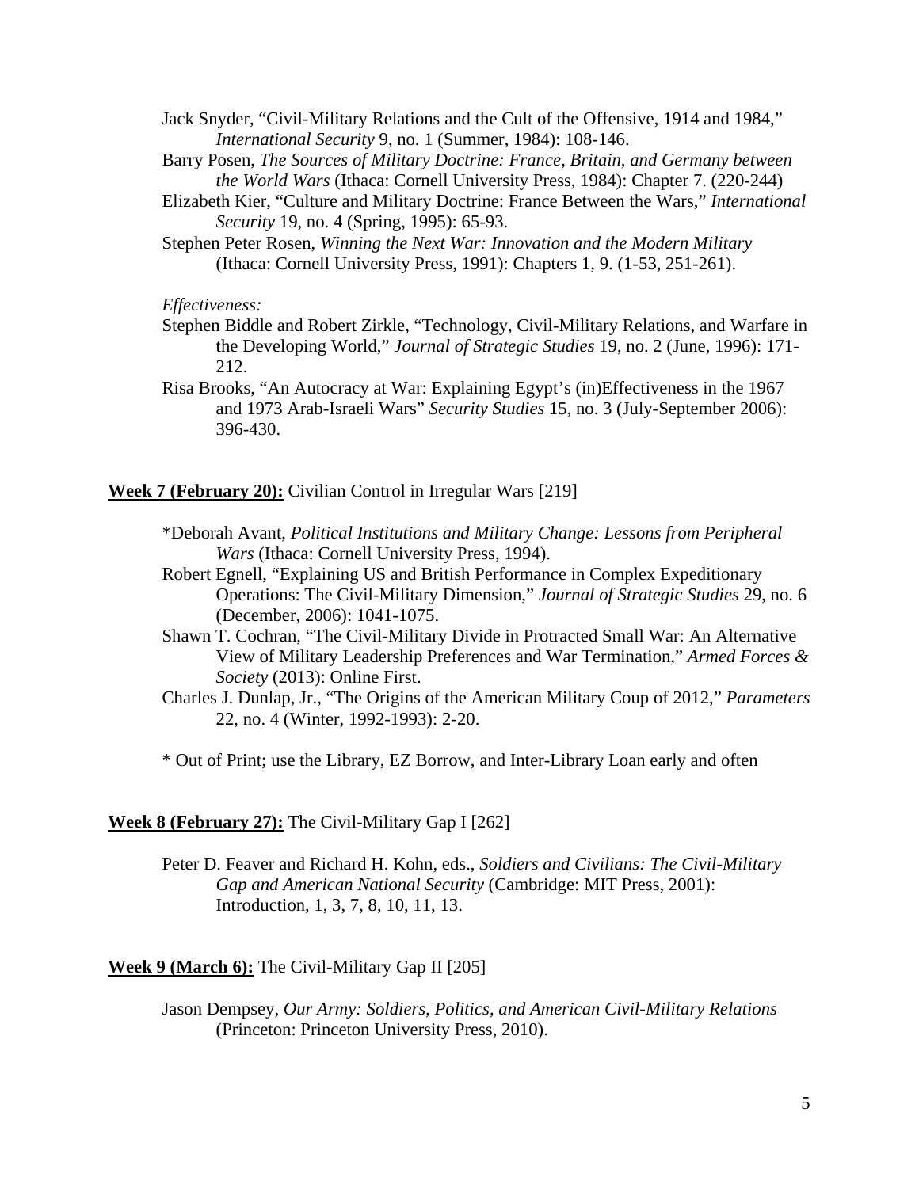Jack Snyder, "Civil-Military Relations and the Cult of the Offensive, 1914 and 1984," *International Security* 9, no. 1 (Summer, 1984): 108-146.

Barry Posen, *The Sources of Military Doctrine: France, Britain, and Germany between the World Wars* (Ithaca: Cornell University Press, 1984): Chapter 7. (220-244)

Elizabeth Kier, "Culture and Military Doctrine: France Between the Wars," *International Security* 19, no. 4 (Spring, 1995): 65-93.

Stephen Peter Rosen, *Winning the Next War: Innovation and the Modern Military* (Ithaca: Cornell University Press, 1991): Chapters 1, 9. (1-53, 251-261).

*Effectiveness:*

Stephen Biddle and Robert Zirkle, "Technology, Civil-Military Relations, and Warfare in the Developing World," *Journal of Strategic Studies* 19, no. 2 (June, 1996): 171-212.

Risa Brooks, "An Autocracy at War: Explaining Egypt's (in)Effectiveness in the 1967 and 1973 Arab-Israeli Wars" *Security Studies* 15, no. 3 (July-September 2006): 396-430.

**Week 7 (February 20):** Civilian Control in Irregular Wars [219]

*Deborah Avant, *Political Institutions and Military Change: Lessons from Peripheral Wars* (Ithaca: Cornell University Press, 1994).

Robert Egnell, "Explaining US and British Performance in Complex Expeditionary Operations: The Civil-Military Dimension," *Journal of Strategic Studies* 29, no. 6 (December, 2006): 1041-1075.

Shawn T. Cochran, "The Civil-Military Divide in Protracted Small War: An Alternative View of Military Leadership Preferences and War Termination," *Armed Forces & Society* (2013): Online First.

Charles J. Dunlap, Jr., "The Origins of the American Military Coup of 2012," *Parameters* 22, no. 4 (Winter, 1992-1993): 2-20.

* Out of Print; use the Library, EZ Borrow, and Inter-Library Loan early and often

**Week 8 (February 27):** The Civil-Military Gap I [262]

Peter D. Feaver and Richard H. Kohn, eds., *Soldiers and Civilians: The Civil-Military Gap and American National Security* (Cambridge: MIT Press, 2001): Introduction, 1, 3, 7, 8, 10, 11, 13.

**Week 9 (March 6):** The Civil-Military Gap II [205]

Jason Dempsey, *Our Army: Soldiers, Politics, and American Civil-Military Relations* (Princeton: Princeton University Press, 2010).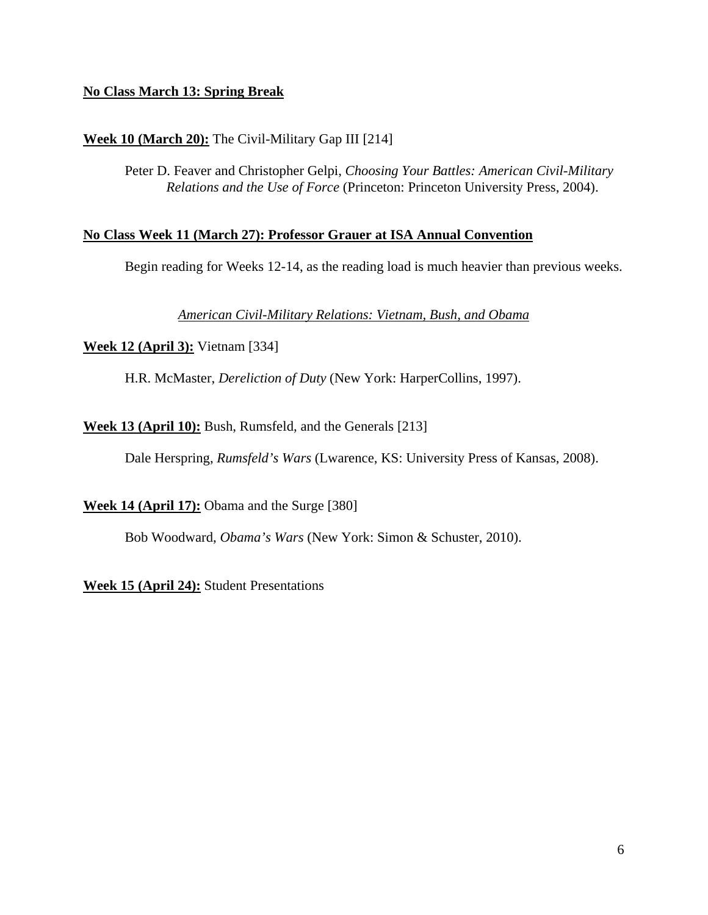**No Class March 13: Spring Break**

**Week 10 (March 20):** The Civil-Military Gap III [214]

> Peter D. Feaver and Christopher Gelpi, *Choosing Your Battles: American Civil-Military Relations and the Use of Force* (Princeton: Princeton University Press, 2004).

**No Class Week 11 (March 27): Professor Grauer at ISA Annual Convention**

> Begin reading for Weeks 12-14, as the reading load is much heavier than previous weeks.

*American Civil-Military Relations: Vietnam, Bush, and Obama*

**Week 12 (April 3):** Vietnam [334]

> H.R. McMaster, *Dereliction of Duty* (New York: HarperCollins, 1997).

**Week 13 (April 10):** Bush, Rumsfeld, and the Generals [213]

> Dale Herspring, *Rumsfeld's Wars* (Lwarence, KS: University Press of Kansas, 2008).

**Week 14 (April 17):** Obama and the Surge [380]

> Bob Woodward, *Obama's Wars* (New York: Simon & Schuster, 2010).

**Week 15 (April 24):** Student Presentations